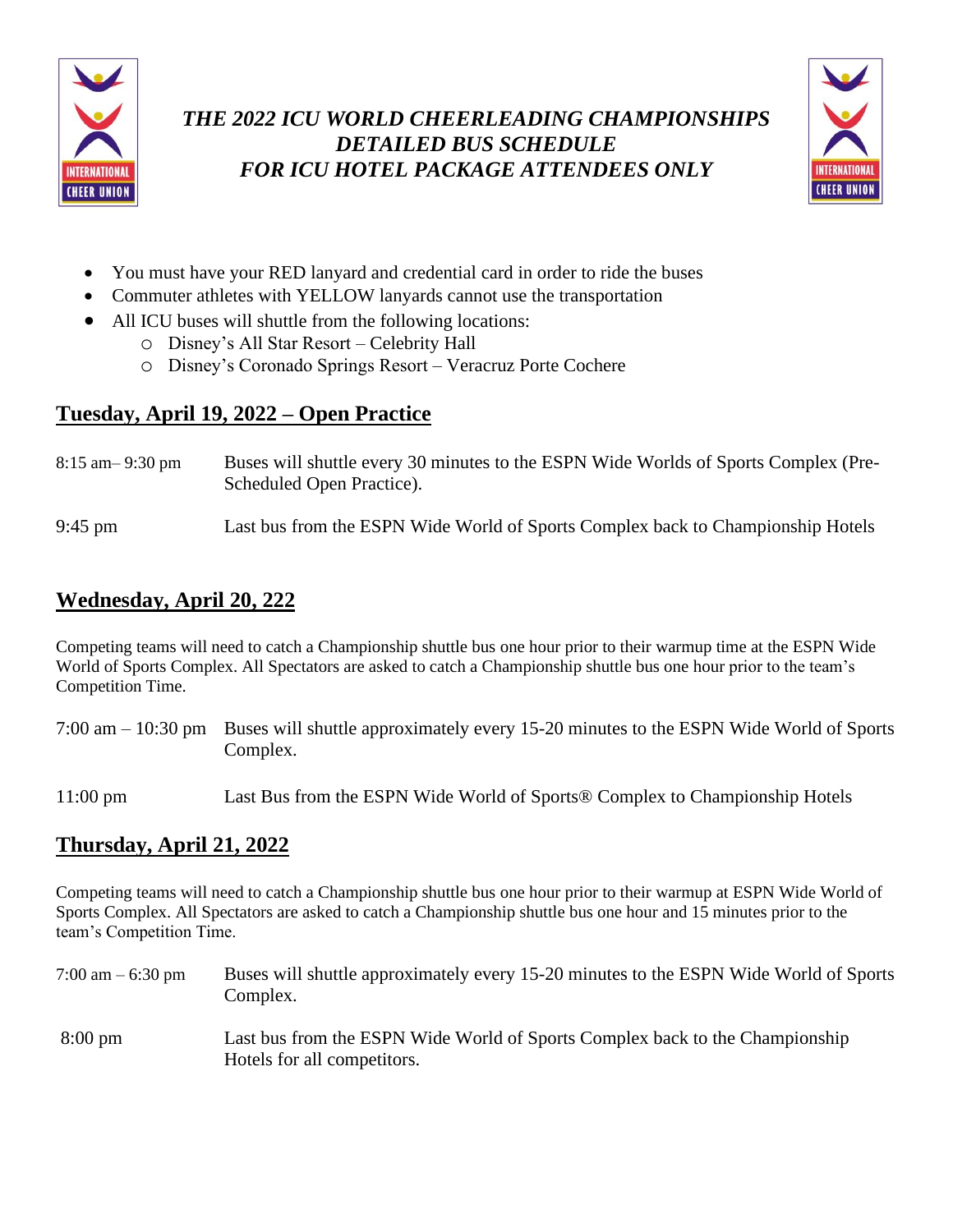# *THE 2022 ICU WORLD CHEERLEADING CHAMPIONSHIPS*
# *DETAILED BUS SCHEDULE*
# *FOR ICU HOTEL PACKAGE ATTENDEES ONLY*

- You must have your RED lanyard and credential card in order to ride the buses
- Commuter athletes with YELLOW lanyards cannot use the transportation
- All ICU buses will shuttle from the following locations:
  - Disney's All Star Resort – Celebrity Hall
  - Disney's Coronado Springs Resort – Veracruz Porte Cochere

## Tuesday, April 19, 2022 – Open Practice

| | |
|---|---|
| 8:15 am– 9:30 pm | Buses will shuttle every 30 minutes to the ESPN Wide Worlds of Sports Complex (Pre-Scheduled Open Practice). |
| 9:45 pm | Last bus from the ESPN Wide World of Sports Complex back to Championship Hotels |

## Wednesday, April 20, 222

Competing teams will need to catch a Championship shuttle bus one hour prior to their warmup time at the ESPN Wide World of Sports Complex. All Spectators are asked to catch a Championship shuttle bus one hour prior to the team's Competition Time.

| | |
|---|---|
| 7:00 am – 10:30 pm | Buses will shuttle approximately every 15-20 minutes to the ESPN Wide World of Sports Complex. |
| 11:00 pm | Last Bus from the ESPN Wide World of Sports® Complex to Championship Hotels |

## Thursday, April 21, 2022

Competing teams will need to catch a Championship shuttle bus one hour prior to their warmup at ESPN Wide World of Sports Complex. All Spectators are asked to catch a Championship shuttle bus one hour and 15 minutes prior to the team's Competition Time.

| | |
|---|---|
| 7:00 am – 6:30 pm | Buses will shuttle approximately every 15-20 minutes to the ESPN Wide World of Sports Complex. |
| 8:00 pm | Last bus from the ESPN Wide World of Sports Complex back to the Championship Hotels for all competitors. |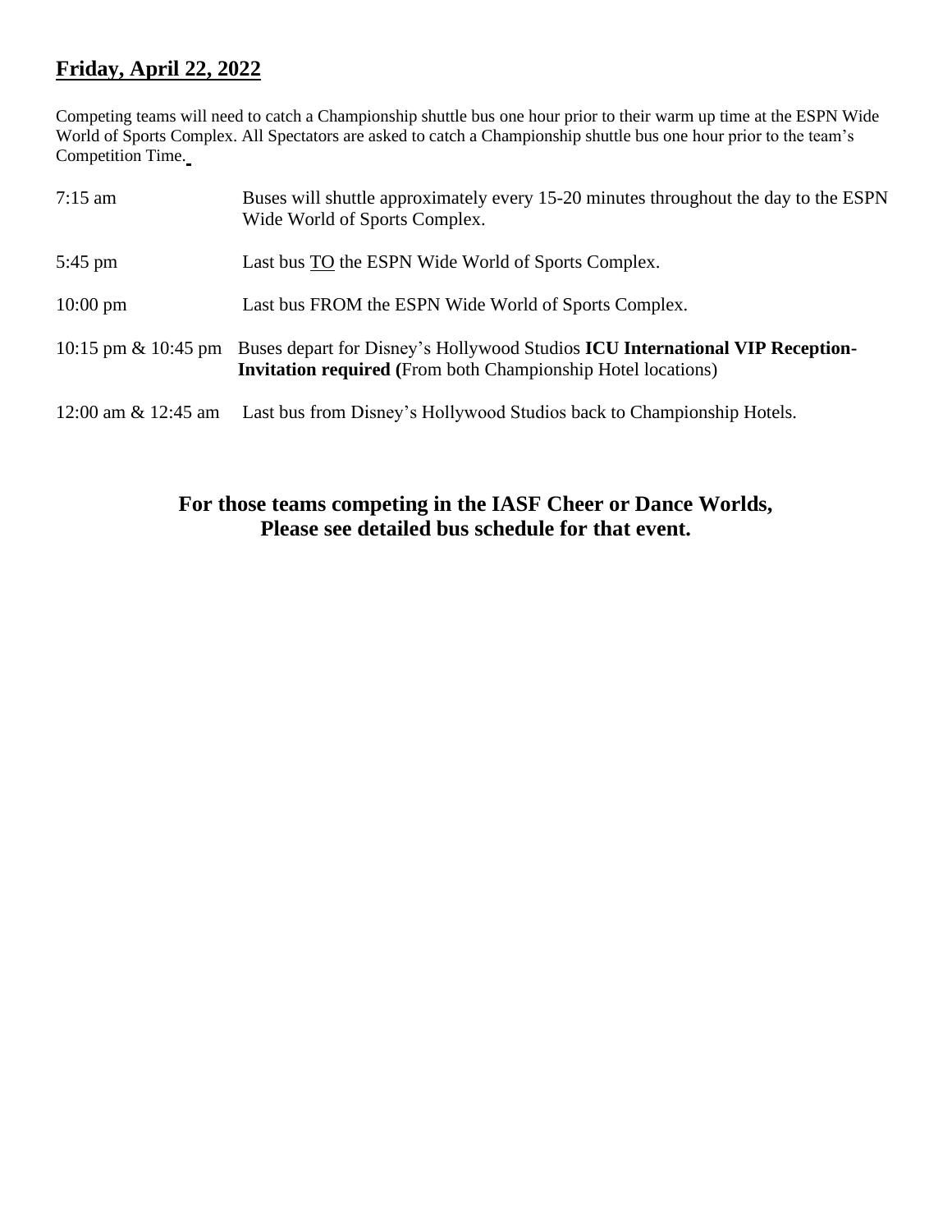## **Friday, April 22, 2022**

Competing teams will need to catch a Championship shuttle bus one hour prior to their warm up time at the ESPN Wide World of Sports Complex. All Spectators are asked to catch a Championship shuttle bus one hour prior to the team's Competition Time.

| | |
|---|---|
| 7:15 am | Buses will shuttle approximately every 15-20 minutes throughout the day to the ESPN Wide World of Sports Complex. |
| 5:45 pm | Last bus TO the ESPN Wide World of Sports Complex. |
| 10:00 pm | Last bus FROM the ESPN Wide World of Sports Complex. |
| 10:15 pm & 10:45 pm | Buses depart for Disney's Hollywood Studios **ICU International VIP Reception- Invitation required (**From both Championship Hotel locations) |
| 12:00 am & 12:45 am | Last bus from Disney's Hollywood Studios back to Championship Hotels. |

**For those teams competing in the IASF Cheer or Dance Worlds,**
**Please see detailed bus schedule for that event.**